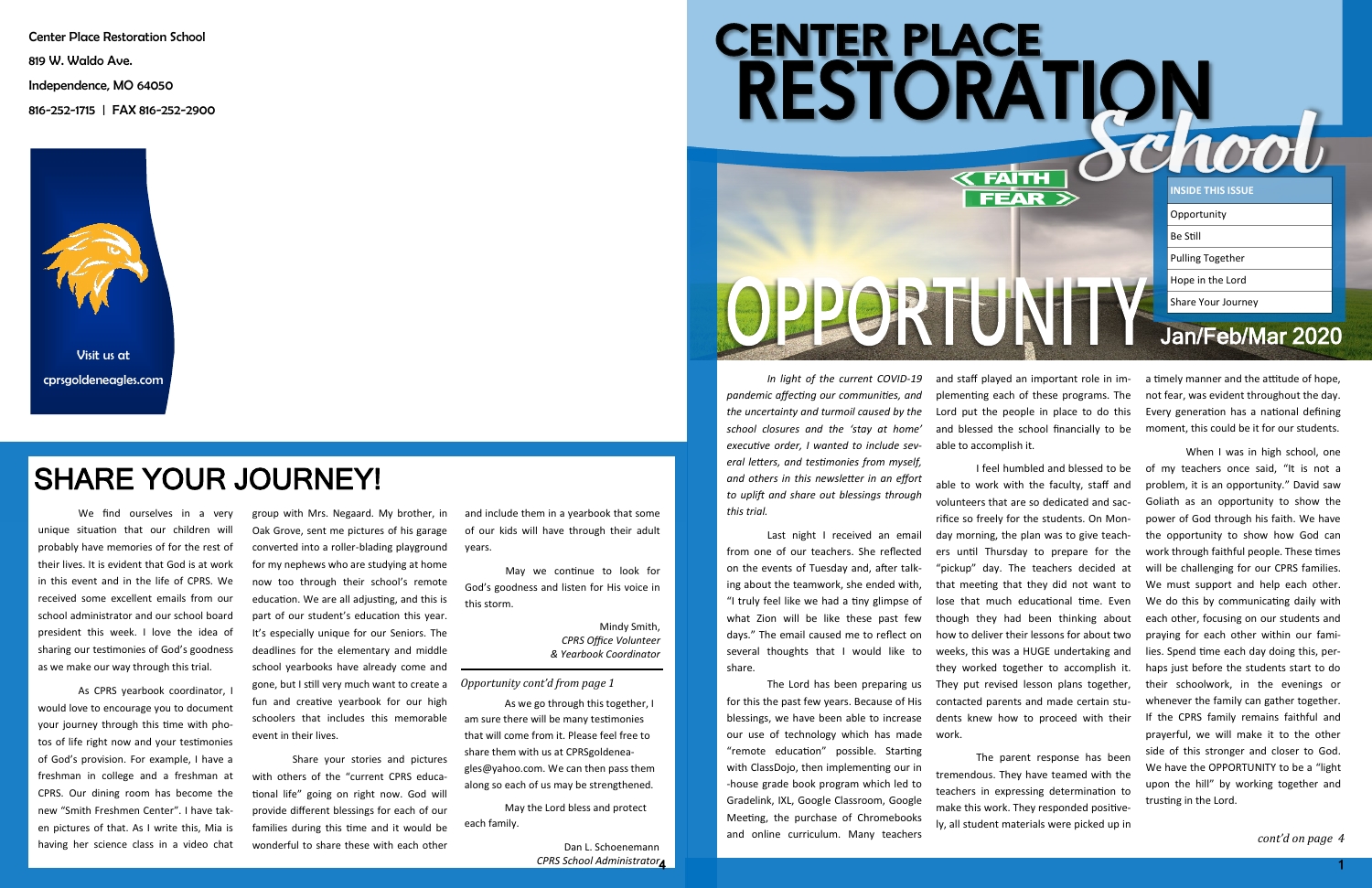Center Place Restoration School

819 W. Waldo Ave.

Independence, MO 64050

816-252-1715 | FAX 816-252-2900

Visit us at

cprsgoldeneagles.com

# SHARE YOUR JOURNEY!

We find ourselves in a very unique situation that our children will probably have memories of for the rest of their lives. It is evident that God is at work in this event and in the life of CPRS. We received some excellent emails from our school administrator and our school board president this week. I love the idea of sharing our testimonies of God's goodness as we make our way through this trial.

As CPRS yearbook coordinator, I would love to encourage you to document your journey through this time with photos of life right now and your testimonies of God's provision. For example, I have a freshman in college and a freshman at CPRS. Our dining room has become the new "Smith Freshmen Center". I have taken pictures of that. As I write this, Mia is having her science class in a video chat group with Mrs. Negaard. My brother, in Oak Grove, sent me pictures of his garage converted into a roller-blading playground for my nephews who are studying at home now too through their school's remote education. We are all adjusting, and this is part of our student's education this year. It's especially unique for our Seniors. The deadlines for the elementary and middle school yearbooks have already come and gone, but I still very much want to create a fun and creative yearbook for our high schoolers that includes this memorable event in their lives.

Share your stories and pictures with others of the "current CPRS educational life" going on right now. God will provide different blessings for each of our families during this time and it would be wonderful to share these with each other and include them in a yearbook that some of our kids will have through their adult years.

May we continue to look for God's goodness and listen for His voice in this storm.

Mindy Smith,
*CPRS Office Volunteer*
*& Yearbook Coordinator*

*Opportunity cont'd from page 1*

As we go through this together, I am sure there will be many testimonies that will come from it. Please feel free to share them with us at CPRSgoldeneagles@yahoo.com. We can then pass them along so each of us may be strengthened.

May the Lord bless and protect each family.

Dan L. Schoenemann
*CPRS School Administrator*

# CENTER PLACE RESTORATION School

FAITH / FEAR

# OPPORTUNITY

| INSIDE THIS ISSUE |
|---|
| Opportunity |
| Be Still |
| Pulling Together |
| Hope in the Lord |
| Share Your Journey |

Jan/Feb/Mar 2020

*In light of the current COVID-19 pandemic affecting our communities, and the uncertainty and turmoil caused by the school closures and the 'stay at home' executive order, I wanted to include several letters, and testimonies from myself, and others in this newsletter in an effort to uplift and share out blessings through this trial.*

Last night I received an email from one of our teachers. She reflected on the events of Tuesday and, after talking about the teamwork, she ended with, "I truly feel like we had a tiny glimpse of what Zion will be like these past few days." The email caused me to reflect on several thoughts that I would like to share.

The Lord has been preparing us for this the past few years. Because of His blessings, we have been able to increase our use of technology which has made "remote education" possible. Starting with ClassDojo, then implementing our in-house grade book program which led to Gradelink, IXL, Google Classroom, Google Meeting, the purchase of Chromebooks and online curriculum. Many teachers and staff played an important role in implementing each of these programs. The Lord put the people in place to do this and blessed the school financially to be able to accomplish it.

I feel humbled and blessed to be able to work with the faculty, staff and volunteers that are so dedicated and sacrifice so freely for the students. On Monday morning, the plan was to give teachers until Thursday to prepare for the "pickup" day. The teachers decided at that meeting that they did not want to lose that much educational time. Even though they had been thinking about how to deliver their lessons for about two weeks, this was a HUGE undertaking and they worked together to accomplish it. They put revised lesson plans together, contacted parents and made certain students knew how to proceed with their work.

The parent response has been tremendous. They have teamed with the teachers in expressing determination to make this work. They responded positively, all student materials were picked up in a timely manner and the attitude of hope, not fear, was evident throughout the day. Every generation has a national defining moment, this could be it for our students.

When I was in high school, one of my teachers once said, "It is not a problem, it is an opportunity." David saw Goliath as an opportunity to show the power of God through his faith. We have the opportunity to show how God can work through faithful people. These times will be challenging for our CPRS families. We must support and help each other. We do this by communicating daily with each other, focusing on our students and praying for each other within our families. Spend time each day doing this, perhaps just before the students start to do their schoolwork, in the evenings or whenever the family can gather together. If the CPRS family remains faithful and prayerful, we will make it to the other side of this stronger and closer to God. We have the OPPORTUNITY to be a "light upon the hill" by working together and trusting in the Lord.

*cont'd on page 4*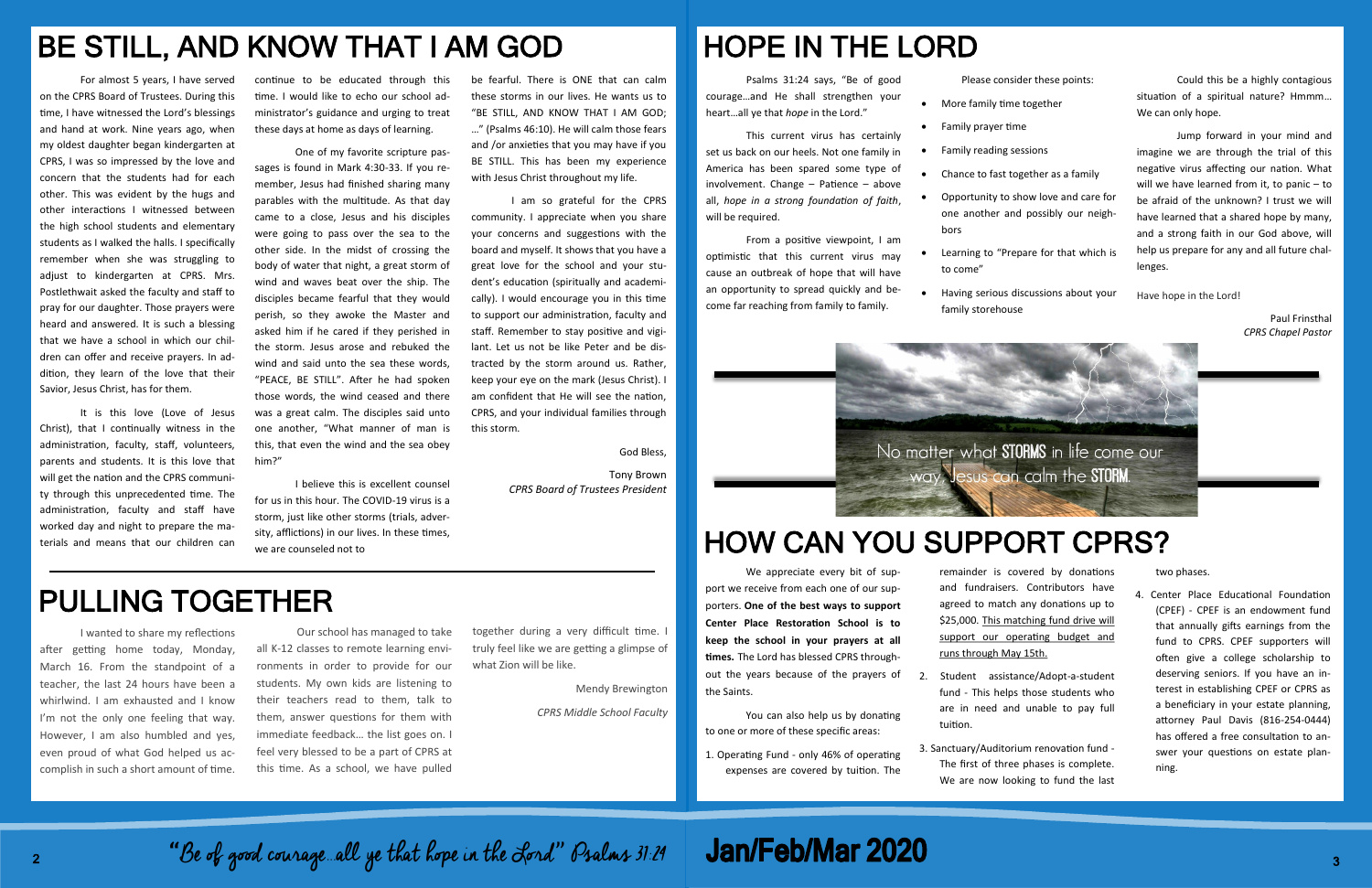# BE STILL, AND KNOW THAT I AM GOD

For almost 5 years, I have served on the CPRS Board of Trustees. During this time, I have witnessed the Lord's blessings and hand at work. Nine years ago, when my oldest daughter began kindergarten at CPRS, I was so impressed by the love and concern that the students had for each other. This was evident by the hugs and other interactions I witnessed between the high school students and elementary students as I walked the halls. I specifically remember when she was struggling to adjust to kindergarten at CPRS. Mrs. Postlethwait asked the faculty and staff to pray for our daughter. Those prayers were heard and answered. It is such a blessing that we have a school in which our children can offer and receive prayers. In addition, they learn of the love that their Savior, Jesus Christ, has for them.

It is this love (Love of Jesus Christ), that I continually witness in the administration, faculty, staff, volunteers, parents and students. It is this love that will get the nation and the CPRS community through this unprecedented time. The administration, faculty and staff have worked day and night to prepare the materials and means that our children can continue to be educated through this time. I would like to echo our school administrator's guidance and urging to treat these days at home as days of learning.

One of my favorite scripture passages is found in Mark 4:30-33. If you remember, Jesus had finished sharing many parables with the multitude. As that day came to a close, Jesus and his disciples were going to pass over the sea to the other side. In the midst of crossing the body of water that night, a great storm of wind and waves beat over the ship. The disciples became fearful that they would perish, so they awoke the Master and asked him if he cared if they perished in the storm. Jesus arose and rebuked the wind and said unto the sea these words, "PEACE, BE STILL". After he had spoken those words, the wind ceased and there was a great calm. The disciples said unto one another, "What manner of man is this, that even the wind and the sea obey him?"

I believe this is excellent counsel for us in this hour. The COVID-19 virus is a storm, just like other storms (trials, adversity, afflictions) in our lives. In these times, we are counseled not to be fearful. There is ONE that can calm these storms in our lives. He wants us to "BE STILL, AND KNOW THAT I AM GOD; …" (Psalms 46:10). He will calm those fears and /or anxieties that you may have if you BE STILL. This has been my experience with Jesus Christ throughout my life.

I am so grateful for the CPRS community. I appreciate when you share your concerns and suggestions with the board and myself. It shows that you have a great love for the school and your student's education (spiritually and academically). I would encourage you in this time to support our administration, faculty and staff. Remember to stay positive and vigilant. Let us not be like Peter and be distracted by the storm around us. Rather, keep your eye on the mark (Jesus Christ). I am confident that He will see the nation, CPRS, and your individual families through this storm.

God Bless,

Tony Brown
*CPRS Board of Trustees President*

# PULLING TOGETHER

I wanted to share my reflections after getting home today, Monday, March 16. From the standpoint of a teacher, the last 24 hours have been a whirlwind. I am exhausted and I know I'm not the only one feeling that way. However, I am also humbled and yes, even proud of what God helped us accomplish in such a short amount of time.

Our school has managed to take all K-12 classes to remote learning environments in order to provide for our students. My own kids are listening to their teachers read to them, talk to them, answer questions for them with immediate feedback… the list goes on. I feel very blessed to be a part of CPRS at this time. As a school, we have pulled together during a very difficult time. I truly feel like we are getting a glimpse of what Zion will be like.

Mendy Brewington

*CPRS Middle School Faculty*

# HOPE IN THE LORD

Psalms 31:24 says, "Be of good courage…and He shall strengthen your heart…all ye that *hope* in the Lord."

This current virus has certainly set us back on our heels. Not one family in America has been spared some type of involvement. Change – Patience – above all, *hope in a strong foundation of faith*, will be required.

From a positive viewpoint, I am optimistic that this current virus may cause an outbreak of hope that will have an opportunity to spread quickly and become far reaching from family to family.

Please consider these points:

- More family time together
- Family prayer time
- Family reading sessions
- Chance to fast together as a family
- Opportunity to show love and care for one another and possibly our neighbors
- Learning to "Prepare for that which is to come"
- Having serious discussions about your family storehouse

Could this be a highly contagious situation of a spiritual nature? Hmmm… We can only hope.

Jump forward in your mind and imagine we are through the trial of this negative virus affecting our nation. What will we have learned from it, to panic – to be afraid of the unknown? I trust we will have learned that a shared hope by many, and a strong faith in our God above, will help us prepare for any and all future challenges.

Have hope in the Lord!

Paul Frinsthal
*CPRS Chapel Pastor*

No matter what STORMS in life come our way, Jesus can calm the STORM.

# HOW CAN YOU SUPPORT CPRS?

We appreciate every bit of support we receive from each one of our supporters. **One of the best ways to support Center Place Restoration School is to keep the school in your prayers at all times.** The Lord has blessed CPRS throughout the years because of the prayers of the Saints.

You can also help us by donating to one or more of these specific areas:

1. Operating Fund - only 46% of operating expenses are covered by tuition. The remainder is covered by donations and fundraisers. Contributors have agreed to match any donations up to $25,000. <u>This matching fund drive will support our operating budget and runs through May 15th.</u>
2. Student assistance/Adopt-a-student fund - This helps those students who are in need and unable to pay full tuition.
3. Sanctuary/Auditorium renovation fund - The first of three phases is complete. We are now looking to fund the last two phases.
4. Center Place Educational Foundation (CPEF) - CPEF is an endowment fund that annually gifts earnings from the fund to CPRS. CPEF supporters will often give a college scholarship to deserving seniors. If you have an interest in establishing CPEF or CPRS as a beneficiary in your estate planning, attorney Paul Davis (816-254-0444) has offered a free consultation to answer your questions on estate planning.

"Be of good courage…all ye that hope in the Lord" Psalms 31:24

Jan/Feb/Mar 2020